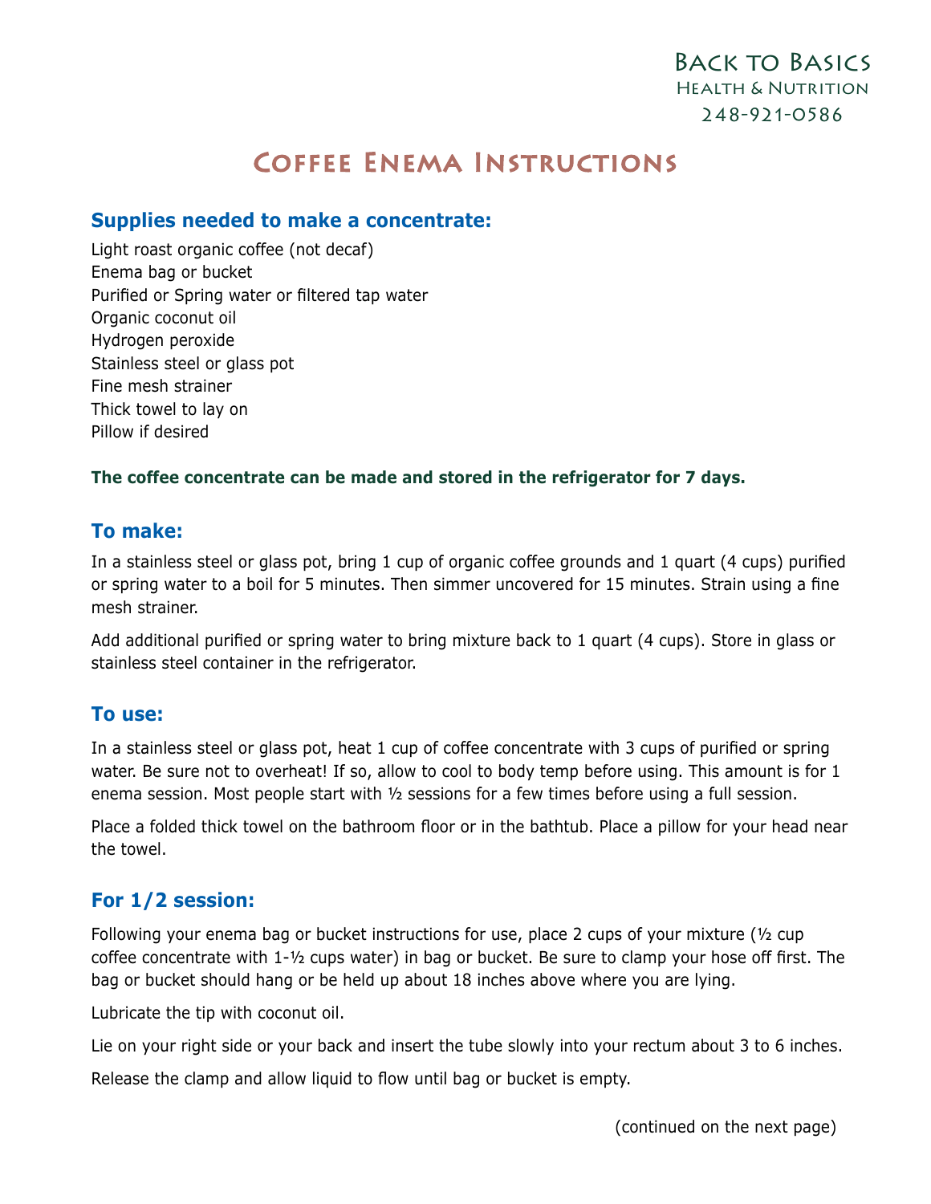Back to Basics
Health & Nutrition
248-921-0586

# Coffee Enema Instructions

## Supplies needed to make a concentrate:

Light roast organic coffee (not decaf)
Enema bag or bucket
Purified or Spring water or filtered tap water
Organic coconut oil
Hydrogen peroxide
Stainless steel or glass pot
Fine mesh strainer
Thick towel to lay on
Pillow if desired

**The coffee concentrate can be made and stored in the refrigerator for 7 days.**

## To make:

In a stainless steel or glass pot, bring 1 cup of organic coffee grounds and 1 quart (4 cups) purified or spring water to a boil for 5 minutes. Then simmer uncovered for 15 minutes. Strain using a fine mesh strainer.

Add additional purified or spring water to bring mixture back to 1 quart (4 cups). Store in glass or stainless steel container in the refrigerator.

## To use:

In a stainless steel or glass pot, heat 1 cup of coffee concentrate with 3 cups of purified or spring water. Be sure not to overheat! If so, allow to cool to body temp before using. This amount is for 1 enema session. Most people start with ½ sessions for a few times before using a full session.

Place a folded thick towel on the bathroom floor or in the bathtub. Place a pillow for your head near the towel.

## For 1/2 session:

Following your enema bag or bucket instructions for use, place 2 cups of your mixture (½ cup coffee concentrate with 1-½ cups water) in bag or bucket. Be sure to clamp your hose off first. The bag or bucket should hang or be held up about 18 inches above where you are lying.

Lubricate the tip with coconut oil.

Lie on your right side or your back and insert the tube slowly into your rectum about 3 to 6 inches.

Release the clamp and allow liquid to flow until bag or bucket is empty.

(continued on the next page)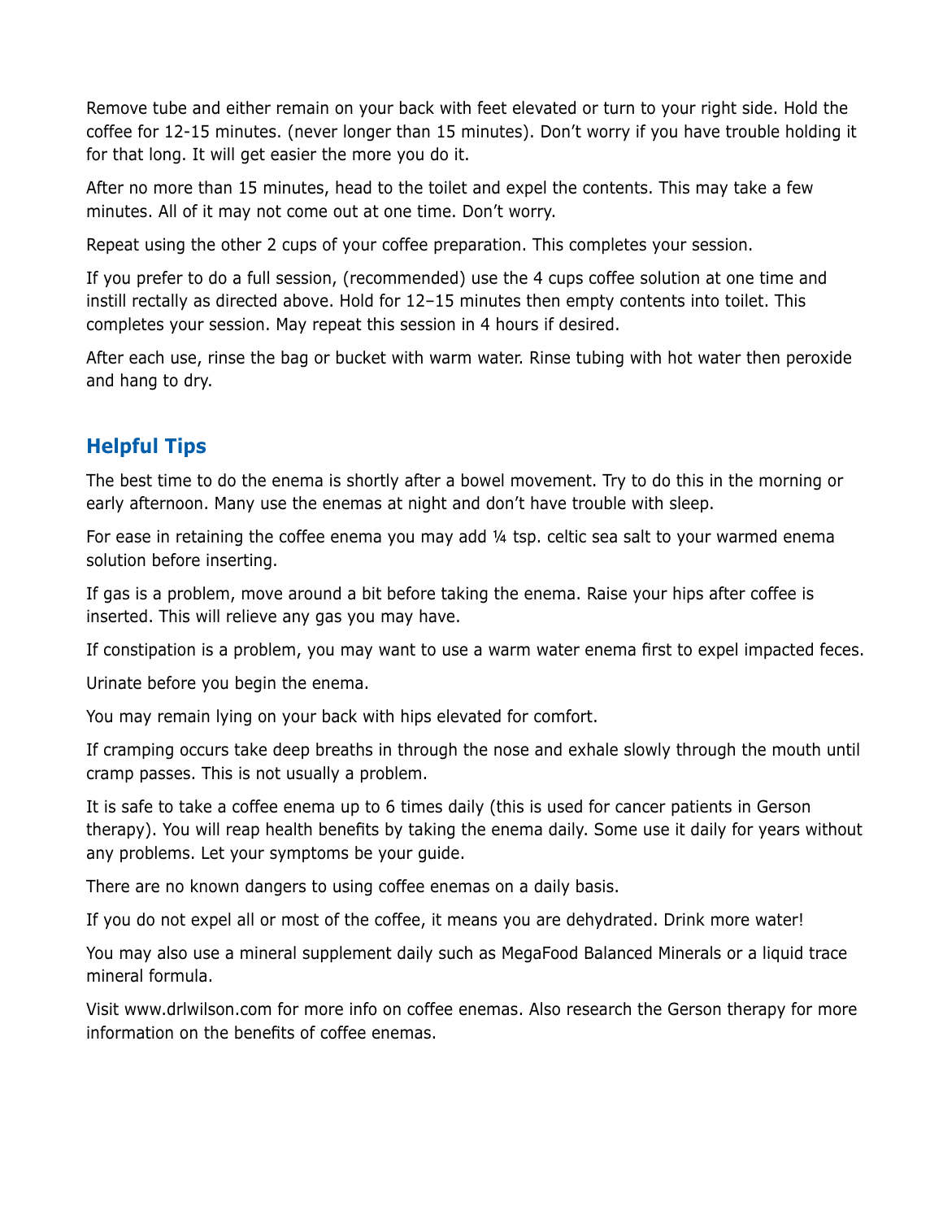Remove tube and either remain on your back with feet elevated or turn to your right side. Hold the coffee for 12-15 minutes. (never longer than 15 minutes). Don't worry if you have trouble holding it for that long. It will get easier the more you do it.

After no more than 15 minutes, head to the toilet and expel the contents. This may take a few minutes. All of it may not come out at one time. Don't worry.

Repeat using the other 2 cups of your coffee preparation. This completes your session.

If you prefer to do a full session, (recommended) use the 4 cups coffee solution at one time and instill rectally as directed above. Hold for 12–15 minutes then empty contents into toilet. This completes your session. May repeat this session in 4 hours if desired.

After each use, rinse the bag or bucket with warm water. Rinse tubing with hot water then peroxide and hang to dry.

## Helpful Tips

The best time to do the enema is shortly after a bowel movement. Try to do this in the morning or early afternoon. Many use the enemas at night and don't have trouble with sleep.

For ease in retaining the coffee enema you may add ¼ tsp. celtic sea salt to your warmed enema solution before inserting.

If gas is a problem, move around a bit before taking the enema. Raise your hips after coffee is inserted. This will relieve any gas you may have.

If constipation is a problem, you may want to use a warm water enema first to expel impacted feces.

Urinate before you begin the enema.

You may remain lying on your back with hips elevated for comfort.

If cramping occurs take deep breaths in through the nose and exhale slowly through the mouth until cramp passes. This is not usually a problem.

It is safe to take a coffee enema up to 6 times daily (this is used for cancer patients in Gerson therapy). You will reap health benefits by taking the enema daily. Some use it daily for years without any problems. Let your symptoms be your guide.

There are no known dangers to using coffee enemas on a daily basis.

If you do not expel all or most of the coffee, it means you are dehydrated. Drink more water!

You may also use a mineral supplement daily such as MegaFood Balanced Minerals or a liquid trace mineral formula.

Visit www.drlwilson.com for more info on coffee enemas. Also research the Gerson therapy for more information on the benefits of coffee enemas.